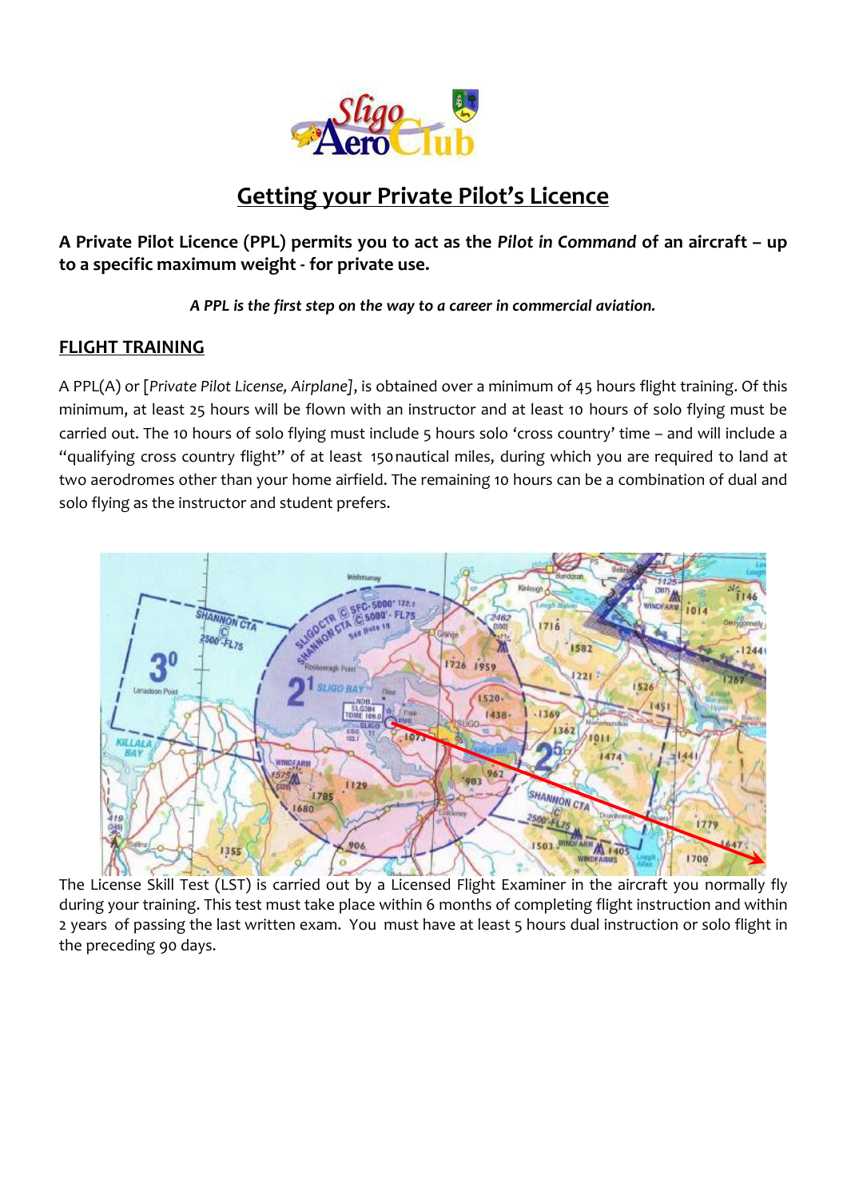# Getting your Private Pilot's Licence

**A Private Pilot Licence (PPL) permits you to act as the *Pilot in Command* of an aircraft – up to a specific maximum weight - for private use.**

***A PPL is the first step on the way to a career in commercial aviation.***

## FLIGHT TRAINING

A PPL(A) or [*Private Pilot License, Airplane]*, is obtained over a minimum of 45 hours flight training. Of this minimum, at least 25 hours will be flown with an instructor and at least 10 hours of solo flying must be carried out. The 10 hours of solo flying must include 5 hours solo 'cross country' time – and will include a "qualifying cross country flight" of at least 150 nautical miles, during which you are required to land at two aerodromes other than your home airfield. The remaining 10 hours can be a combination of dual and solo flying as the instructor and student prefers.

The License Skill Test (LST) is carried out by a Licensed Flight Examiner in the aircraft you normally fly during your training. This test must take place within 6 months of completing flight instruction and within 2 years of passing the last written exam. You must have at least 5 hours dual instruction or solo flight in the preceding 90 days.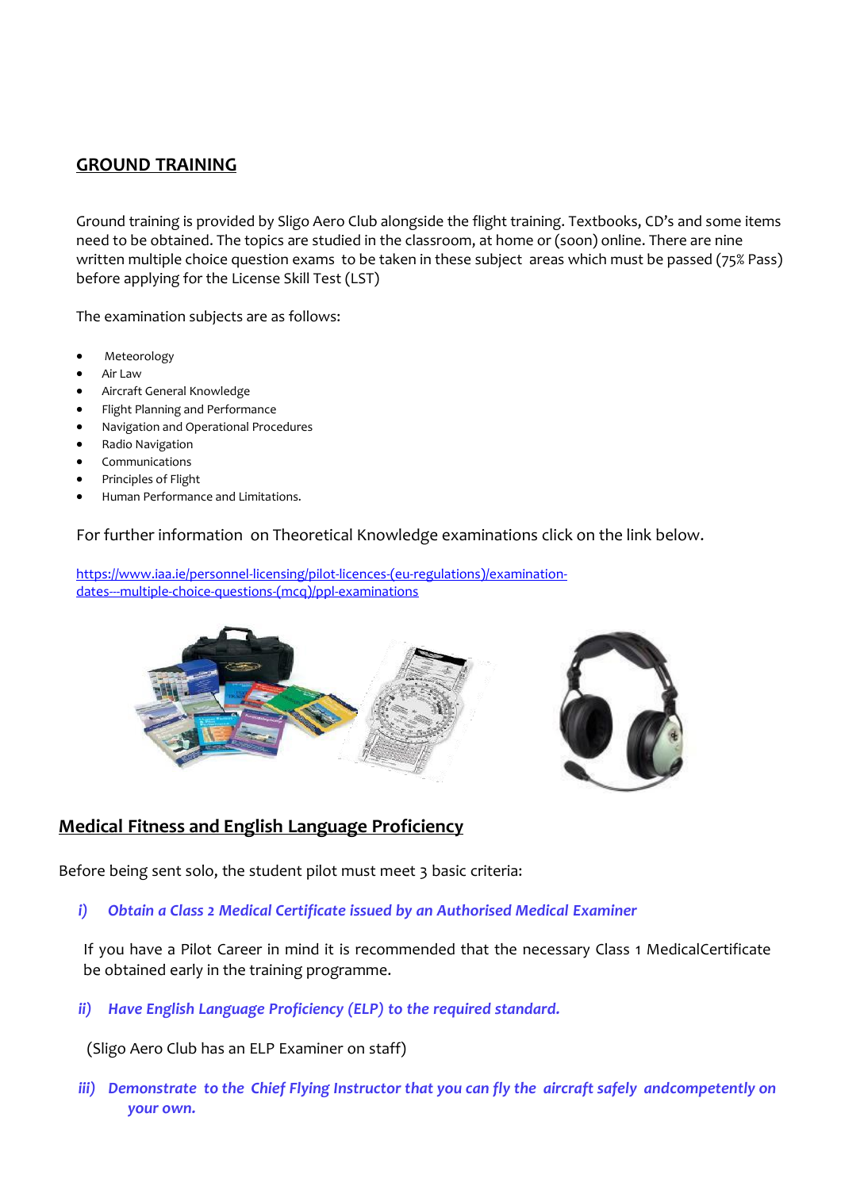## GROUND TRAINING

Ground training is provided by Sligo Aero Club alongside the flight training. Textbooks, CD's and some items need to be obtained. The topics are studied in the classroom, at home or (soon) online. There are nine written multiple choice question exams to be taken in these subject areas which must be passed (75% Pass) before applying for the License Skill Test (LST)

The examination subjects are as follows:

- Meteorology
- Air Law
- Aircraft General Knowledge
- Flight Planning and Performance
- Navigation and Operational Procedures
- Radio Navigation
- Communications
- Principles of Flight
- Human Performance and Limitations.

For further information on Theoretical Knowledge examinations click on the link below.

[https://www.iaa.ie/personnel-licensing/pilot-licences-(eu-regulations)/examination-dates---multiple-choice-questions-(mcq)/ppl-examinations](https://www.iaa.ie/personnel-licensing/pilot-licences-(eu-regulations)/examination-dates---multiple-choice-questions-(mcq)/ppl-examinations)

## Medical Fitness and English Language Proficiency

Before being sent solo, the student pilot must meet 3 basic criteria:

***i) Obtain a Class 2 Medical Certificate issued by an Authorised Medical Examiner***

If you have a Pilot Career in mind it is recommended that the necessary Class 1 MedicalCertificate be obtained early in the training programme.

***ii) Have English Language Proficiency (ELP) to the required standard.***

(Sligo Aero Club has an ELP Examiner on staff)

***iii) Demonstrate to the Chief Flying Instructor that you can fly the aircraft safely andcompetently on your own.***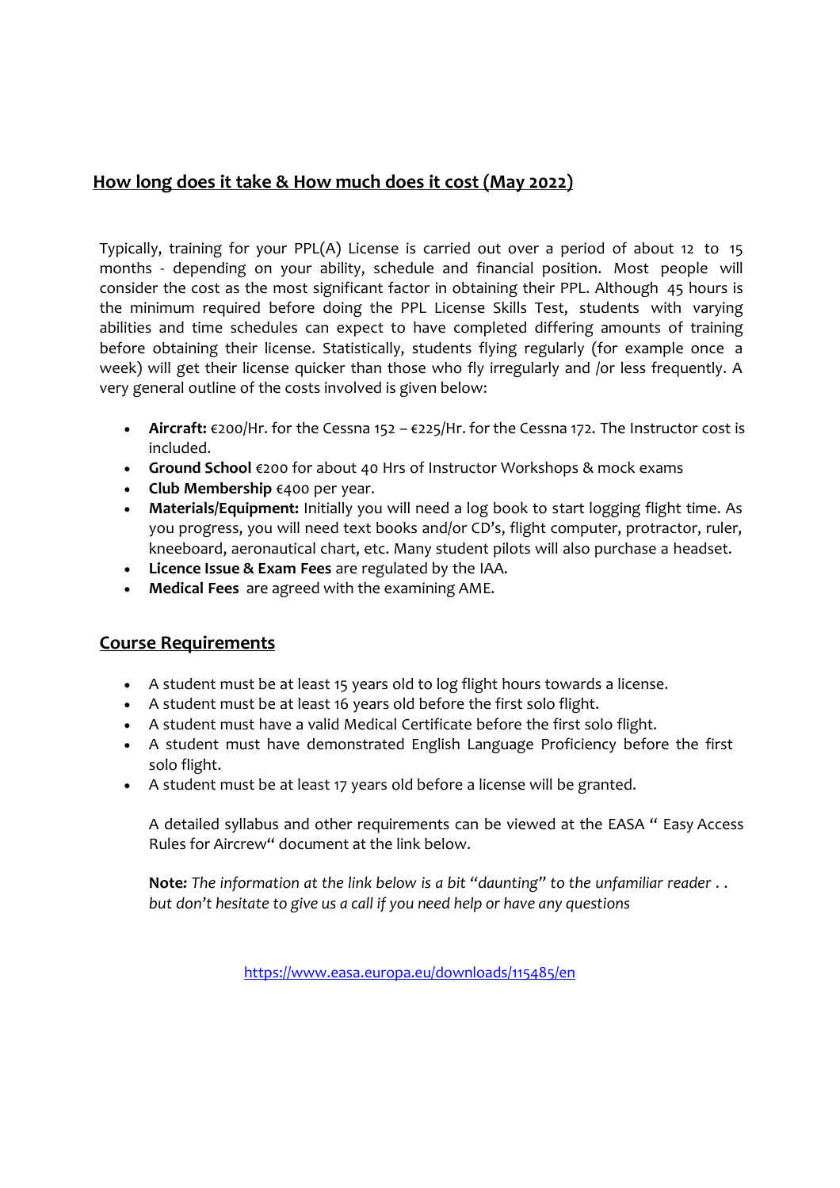## How long does it take & How much does it cost (May 2022)

Typically, training for your PPL(A) License is carried out over a period of about 12 to 15 months - depending on your ability, schedule and financial position. Most people will consider the cost as the most significant factor in obtaining their PPL. Although 45 hours is the minimum required before doing the PPL License Skills Test, students with varying abilities and time schedules can expect to have completed differing amounts of training before obtaining their license. Statistically, students flying regularly (for example once a week) will get their license quicker than those who fly irregularly and /or less frequently. A very general outline of the costs involved is given below:

- **Aircraft:** €200/Hr. for the Cessna 152 – €225/Hr. for the Cessna 172. The Instructor cost is included.
- **Ground School** €200 for about 40 Hrs of Instructor Workshops & mock exams
- **Club Membership** €400 per year.
- **Materials/Equipment:** Initially you will need a log book to start logging flight time. As you progress, you will need text books and/or CD's, flight computer, protractor, ruler, kneeboard, aeronautical chart, etc. Many student pilots will also purchase a headset.
- **Licence Issue & Exam Fees** are regulated by the IAA.
- **Medical Fees** are agreed with the examining AME.

## Course Requirements

- A student must be at least 15 years old to log flight hours towards a license.
- A student must be at least 16 years old before the first solo flight.
- A student must have a valid Medical Certificate before the first solo flight.
- A student must have demonstrated English Language Proficiency before the first solo flight.
- A student must be at least 17 years old before a license will be granted.

A detailed syllabus and other requirements can be viewed at the EASA " Easy Access Rules for Aircrew" document at the link below.

**Note:** *The information at the link below is a bit "daunting" to the unfamiliar reader . . but don't hesitate to give us a call if you need help or have any questions*

https://www.easa.europa.eu/downloads/115485/en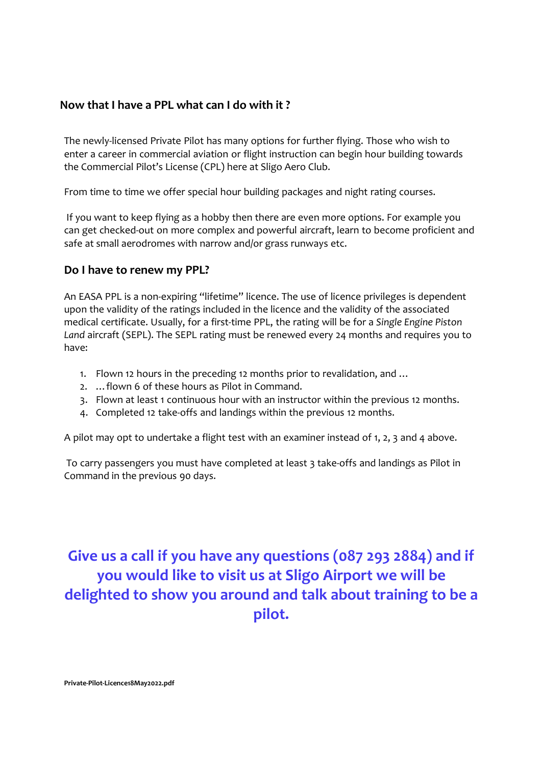## Now that I have a PPL what can I do with it ?

The newly-licensed Private Pilot has many options for further flying. Those who wish to enter a career in commercial aviation or flight instruction can begin hour building towards the Commercial Pilot's License (CPL) here at Sligo Aero Club.

From time to time we offer special hour building packages and night rating courses.

If you want to keep flying as a hobby then there are even more options. For example you can get checked-out on more complex and powerful aircraft, learn to become proficient and safe at small aerodromes with narrow and/or grass runways etc.

## Do I have to renew my PPL?

An EASA PPL is a non-expiring "lifetime" licence. The use of licence privileges is dependent upon the validity of the ratings included in the licence and the validity of the associated medical certificate. Usually, for a first-time PPL, the rating will be for a *Single Engine Piston Land* aircraft (SEPL). The SEPL rating must be renewed every 24 months and requires you to have:

1. Flown 12 hours in the preceding 12 months prior to revalidation, and …
2. …flown 6 of these hours as Pilot in Command.
3. Flown at least 1 continuous hour with an instructor within the previous 12 months.
4. Completed 12 take-offs and landings within the previous 12 months.

A pilot may opt to undertake a flight test with an examiner instead of 1, 2, 3 and 4 above.

To carry passengers you must have completed at least 3 take-offs and landings as Pilot in Command in the previous 90 days.

**Give us a call if you have any questions (087 293 2884) and if you would like to visit us at Sligo Airport we will be delighted to show you around and talk about training to be a pilot.**